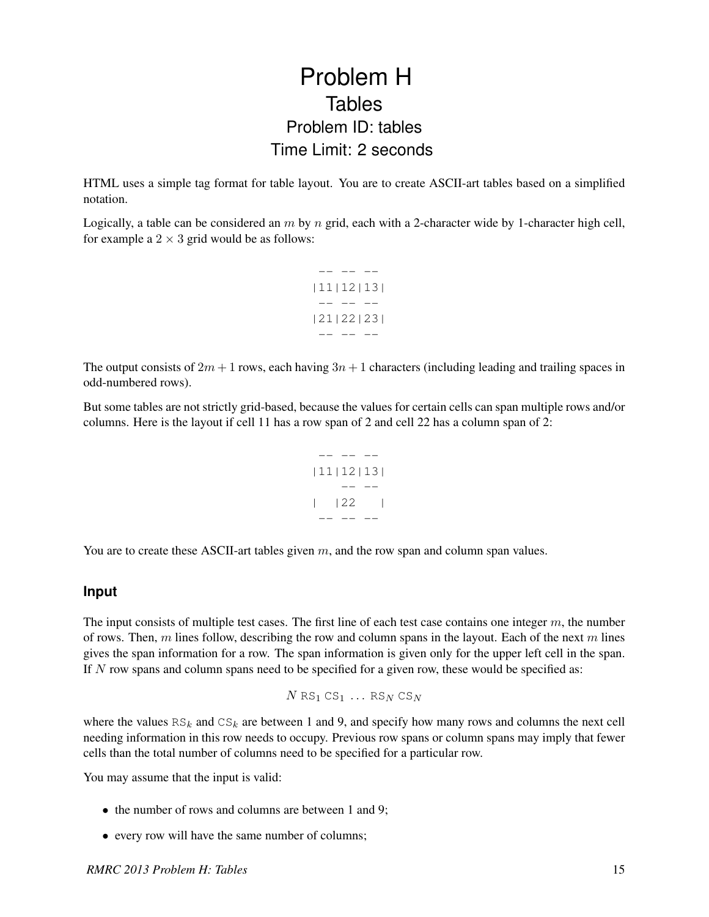# Problem H
## Tables
### Problem ID: tables
### Time Limit: 2 seconds

HTML uses a simple tag format for table layout. You are to create ASCII-art tables based on a simplified notation.

Logically, a table can be considered an $m$ by $n$ grid, each with a 2-character wide by 1-character high cell, for example a $2 \times 3$ grid would be as follows:

```
 -- -- -- 
|11|12|13|
 -- -- -- 
|21|22|23|
 -- -- -- 
```

The output consists of $2m + 1$ rows, each having $3n + 1$ characters (including leading and trailing spaces in odd-numbered rows).

But some tables are not strictly grid-based, because the values for certain cells can span multiple rows and/or columns. Here is the layout if cell 11 has a row span of 2 and cell 22 has a column span of 2:

```
 -- -- -- 
|11|12|13|
    -- -- 
|  |22   |
 -- -- -- 
```

You are to create these ASCII-art tables given $m$, and the row span and column span values.

## Input

The input consists of multiple test cases. The first line of each test case contains one integer $m$, the number of rows. Then, $m$ lines follow, describing the row and column spans in the layout. Each of the next $m$ lines gives the span information for a row. The span information is given only for the upper left cell in the span. If $N$ row spans and column spans need to be specified for a given row, these would be specified as:

$$N \ \mathrm{RS}_1 \ \mathrm{CS}_1 \ \ldots \ \mathrm{RS}_N \ \mathrm{CS}_N$$

where the values $\mathrm{RS}_k$ and $\mathrm{CS}_k$ are between 1 and 9, and specify how many rows and columns the next cell needing information in this row needs to occupy. Previous row spans or column spans may imply that fewer cells than the total number of columns need to be specified for a particular row.

You may assume that the input is valid:

- the number of rows and columns are between 1 and 9;
- every row will have the same number of columns;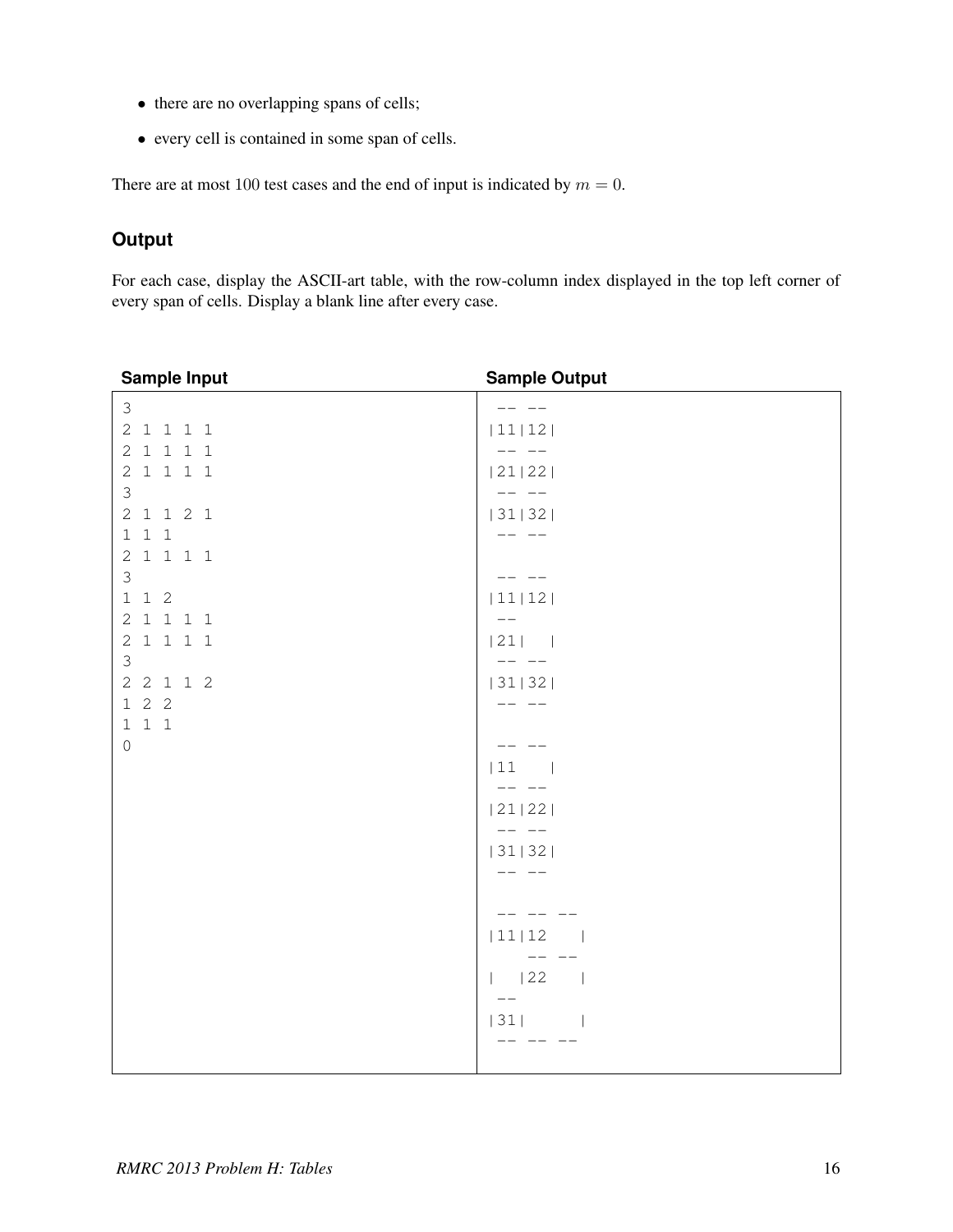- there are no overlapping spans of cells;
- every cell is contained in some span of cells.

There are at most 100 test cases and the end of input is indicated by $m = 0$.

## Output

For each case, display the ASCII-art table, with the row-column index displayed in the top left corner of every span of cells. Display a blank line after every case.

**Sample Input**

```
3
2 1 1 1 1
2 1 1 1 1
2 1 1 1 1
3
2 1 1 2 1
1 1 1
2 1 1 1 1
3
1 1 2
2 1 1 1 1
2 1 1 1 1
3
2 2 1 1 2
1 2 2
1 1 1
0
```

**Sample Output**

```
 -- --
|11|12|
 -- --
|21|22|
 -- --
|31|32|
 -- --

 -- --
|11|12|
 --
|21|  |
 -- --
|31|32|
 -- --

 -- --
|11   |
 -- --
|21|22|
 -- --
|31|32|
 -- --

 -- -- --
|11|12   |
    -- --
|  |22   |
 --
|31|     |
 -- -- --

```